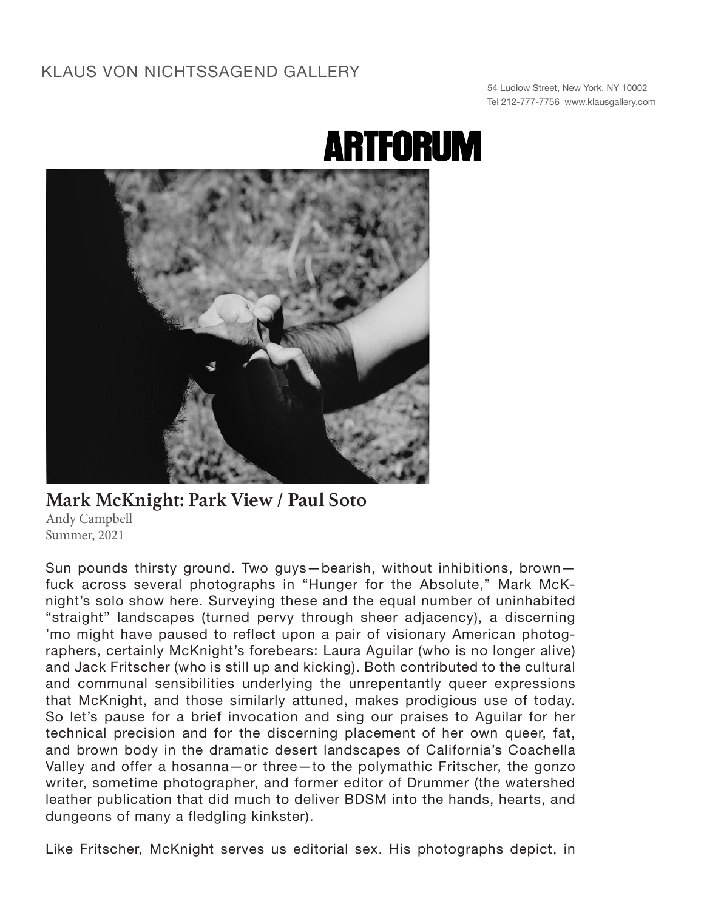KLAUS VON NICHTSSAGEND GALLERY

54 Ludlow Street, New York, NY 10002
Tel 212-777-7756 www.klausgallery.com

**ARTFORUM**

## Mark McKnight: Park View / Paul Soto

Andy Campbell
Summer, 2021

Sun pounds thirsty ground. Two guys—bearish, without inhibitions, brown—fuck across several photographs in "Hunger for the Absolute," Mark McKnight's solo show here. Surveying these and the equal number of uninhabited "straight" landscapes (turned pervy through sheer adjacency), a discerning 'mo might have paused to reflect upon a pair of visionary American photographers, certainly McKnight's forebears: Laura Aguilar (who is no longer alive) and Jack Fritscher (who is still up and kicking). Both contributed to the cultural and communal sensibilities underlying the unrepentantly queer expressions that McKnight, and those similarly attuned, makes prodigious use of today. So let's pause for a brief invocation and sing our praises to Aguilar for her technical precision and for the discerning placement of her own queer, fat, and brown body in the dramatic desert landscapes of California's Coachella Valley and offer a hosanna—or three—to the polymathic Fritscher, the gonzo writer, sometime photographer, and former editor of Drummer (the watershed leather publication that did much to deliver BDSM into the hands, hearts, and dungeons of many a fledgling kinkster).

Like Fritscher, McKnight serves us editorial sex. His photographs depict, in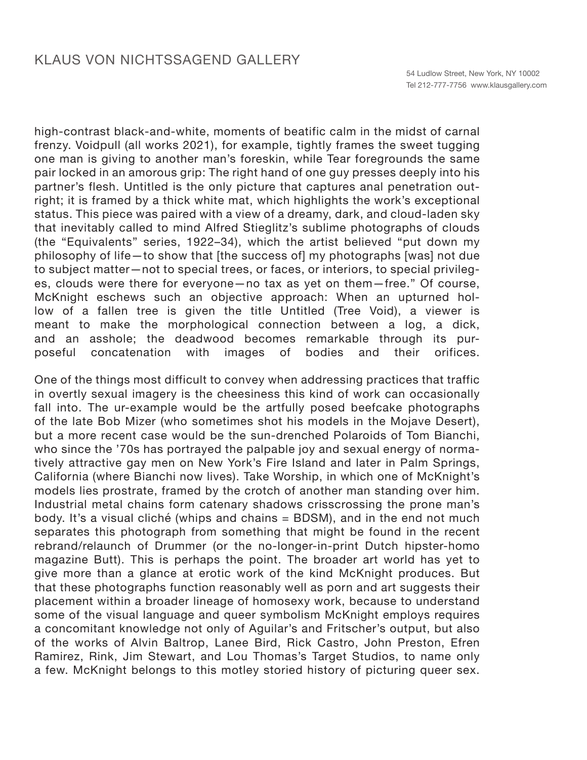high-contrast black-and-white, moments of beatific calm in the midst of carnal frenzy. Voidpull (all works 2021), for example, tightly frames the sweet tugging one man is giving to another man's foreskin, while Tear foregrounds the same pair locked in an amorous grip: The right hand of one guy presses deeply into his partner's flesh. Untitled is the only picture that captures anal penetration outright; it is framed by a thick white mat, which highlights the work's exceptional status. This piece was paired with a view of a dreamy, dark, and cloud-laden sky that inevitably called to mind Alfred Stieglitz's sublime photographs of clouds (the "Equivalents" series, 1922–34), which the artist believed "put down my philosophy of life—to show that [the success of] my photographs [was] not due to subject matter—not to special trees, or faces, or interiors, to special privileges, clouds were there for everyone—no tax as yet on them—free." Of course, McKnight eschews such an objective approach: When an upturned hollow of a fallen tree is given the title Untitled (Tree Void), a viewer is meant to make the morphological connection between a log, a dick, and an asshole; the deadwood becomes remarkable through its purposeful concatenation with images of bodies and their orifices.

One of the things most difficult to convey when addressing practices that traffic in overtly sexual imagery is the cheesiness this kind of work can occasionally fall into. The ur-example would be the artfully posed beefcake photographs of the late Bob Mizer (who sometimes shot his models in the Mojave Desert), but a more recent case would be the sun-drenched Polaroids of Tom Bianchi, who since the '70s has portrayed the palpable joy and sexual energy of normatively attractive gay men on New York's Fire Island and later in Palm Springs, California (where Bianchi now lives). Take Worship, in which one of McKnight's models lies prostrate, framed by the crotch of another man standing over him. Industrial metal chains form catenary shadows crisscrossing the prone man's body. It's a visual cliché (whips and chains = BDSM), and in the end not much separates this photograph from something that might be found in the recent rebrand/relaunch of Drummer (or the no-longer-in-print Dutch hipster-homo magazine Butt). This is perhaps the point. The broader art world has yet to give more than a glance at erotic work of the kind McKnight produces. But that these photographs function reasonably well as porn and art suggests their placement within a broader lineage of homosexy work, because to understand some of the visual language and queer symbolism McKnight employs requires a concomitant knowledge not only of Aguilar's and Fritscher's output, but also of the works of Alvin Baltrop, Lanee Bird, Rick Castro, John Preston, Efren Ramirez, Rink, Jim Stewart, and Lou Thomas's Target Studios, to name only a few. McKnight belongs to this motley storied history of picturing queer sex.